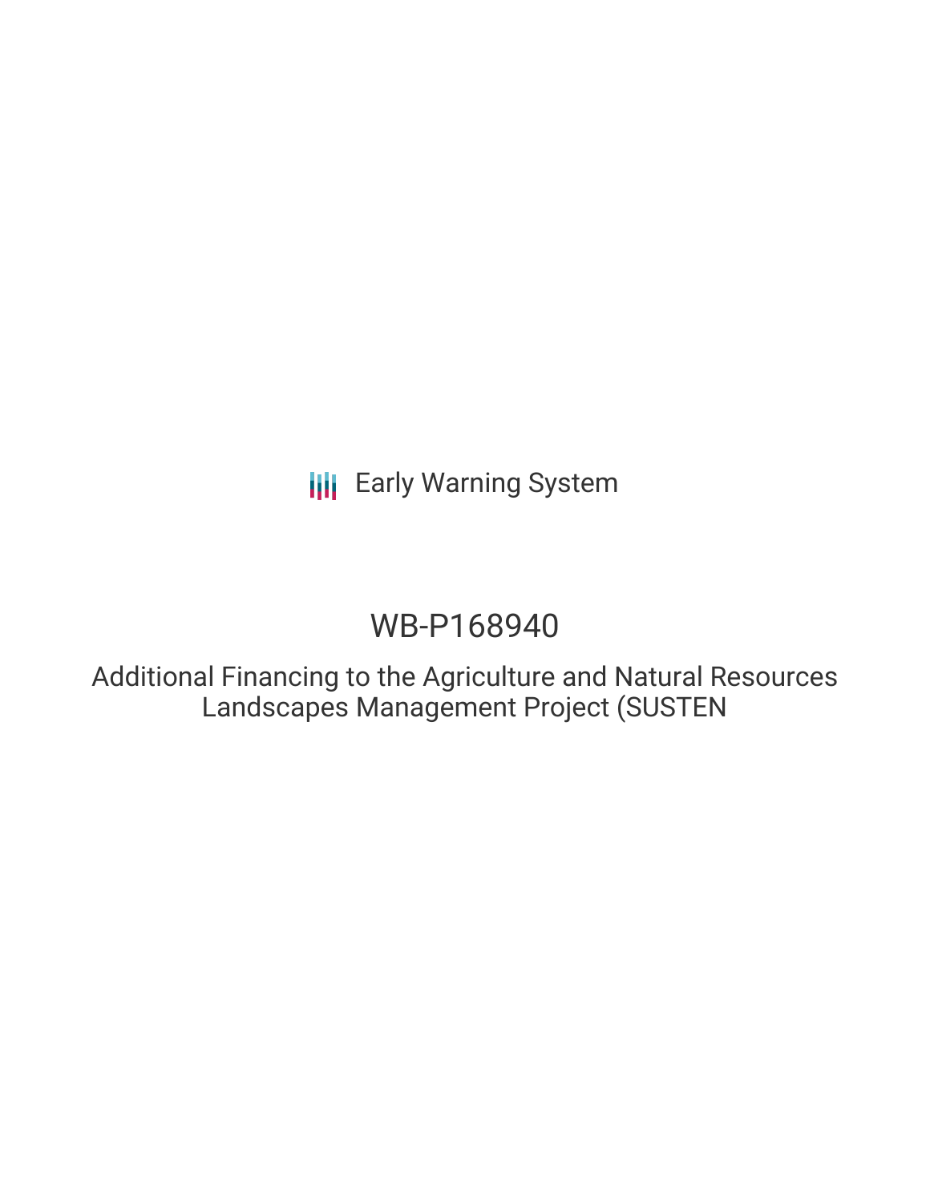Early Warning System

# WB-P168940

## Additional Financing to the Agriculture and Natural Resources Landscapes Management Project (SUSTEN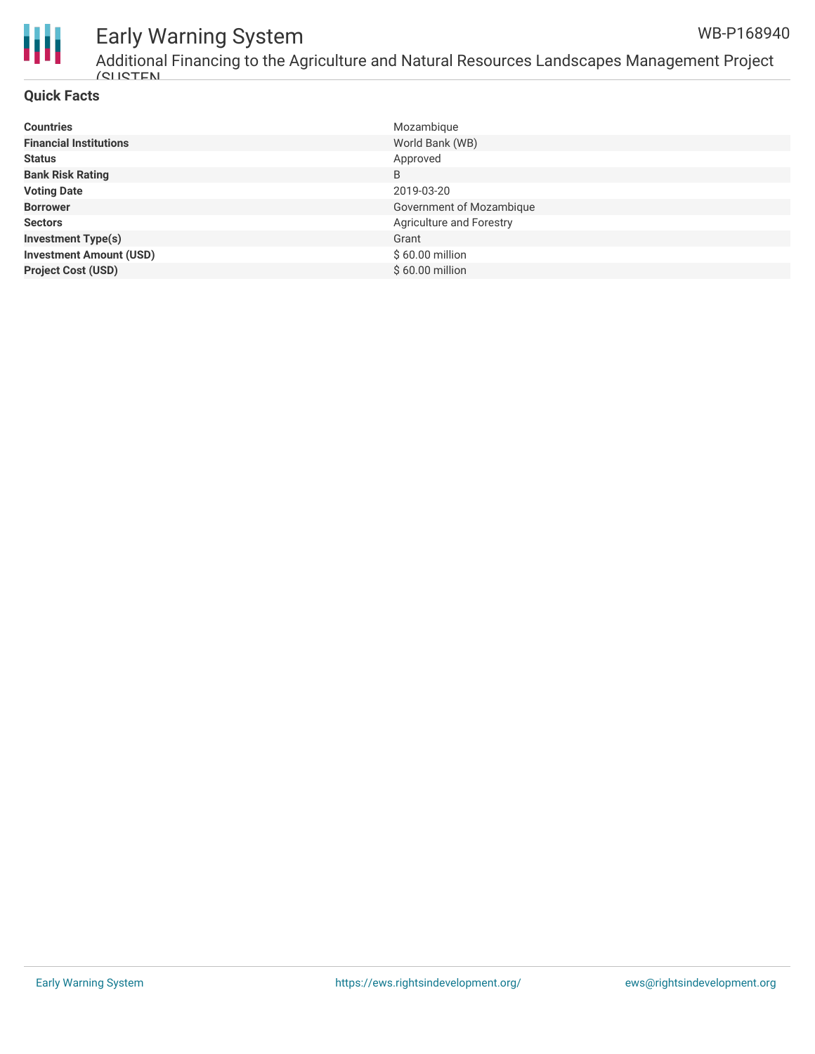## Quick Facts

| | |
|---|---|
| **Countries** | Mozambique |
| **Financial Institutions** | World Bank (WB) |
| **Status** | Approved |
| **Bank Risk Rating** | B |
| **Voting Date** | 2019-03-20 |
| **Borrower** | Government of Mozambique |
| **Sectors** | Agriculture and Forestry |
| **Investment Type(s)** | Grant |
| **Investment Amount (USD)** | $ 60.00 million |
| **Project Cost (USD)** | $ 60.00 million |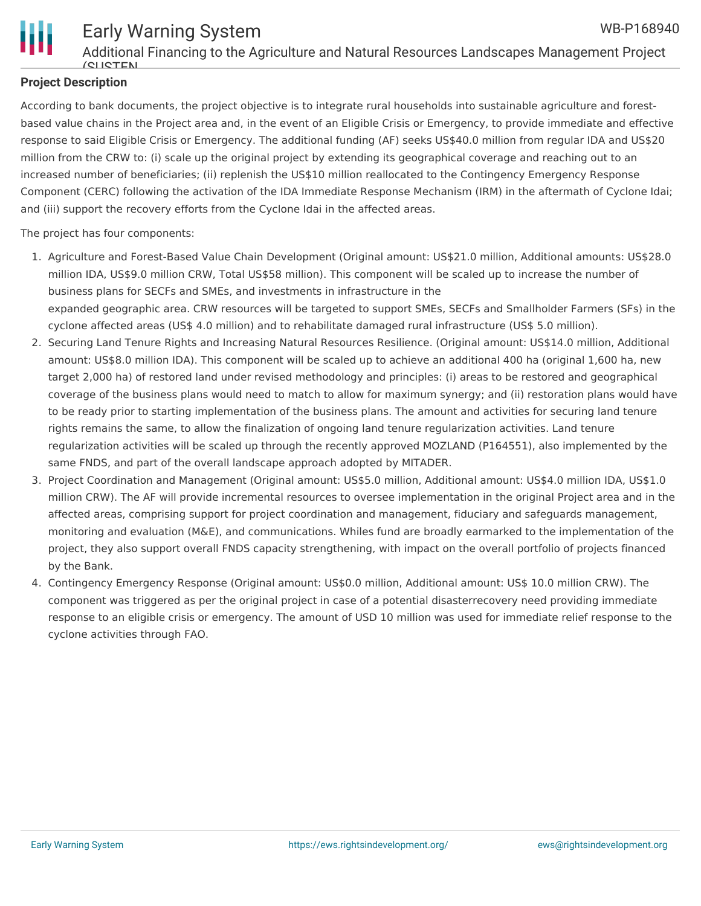## Project Description

According to bank documents, the project objective is to integrate rural households into sustainable agriculture and forest-based value chains in the Project area and, in the event of an Eligible Crisis or Emergency, to provide immediate and effective response to said Eligible Crisis or Emergency. The additional funding (AF) seeks US$40.0 million from regular IDA and US$20 million from the CRW to: (i) scale up the original project by extending its geographical coverage and reaching out to an increased number of beneficiaries; (ii) replenish the US$10 million reallocated to the Contingency Emergency Response Component (CERC) following the activation of the IDA Immediate Response Mechanism (IRM) in the aftermath of Cyclone Idai; and (iii) support the recovery efforts from the Cyclone Idai in the affected areas.

The project has four components:

1. Agriculture and Forest-Based Value Chain Development (Original amount: US$21.0 million, Additional amounts: US$28.0 million IDA, US$9.0 million CRW, Total US$58 million). This component will be scaled up to increase the number of business plans for SECFs and SMEs, and investments in infrastructure in the expanded geographic area. CRW resources will be targeted to support SMEs, SECFs and Smallholder Farmers (SFs) in the cyclone affected areas (US$ 4.0 million) and to rehabilitate damaged rural infrastructure (US$ 5.0 million).
2. Securing Land Tenure Rights and Increasing Natural Resources Resilience. (Original amount: US$14.0 million, Additional amount: US$8.0 million IDA). This component will be scaled up to achieve an additional 400 ha (original 1,600 ha, new target 2,000 ha) of restored land under revised methodology and principles: (i) areas to be restored and geographical coverage of the business plans would need to match to allow for maximum synergy; and (ii) restoration plans would have to be ready prior to starting implementation of the business plans. The amount and activities for securing land tenure rights remains the same, to allow the finalization of ongoing land tenure regularization activities. Land tenure regularization activities will be scaled up through the recently approved MOZLAND (P164551), also implemented by the same FNDS, and part of the overall landscape approach adopted by MITADER.
3. Project Coordination and Management (Original amount: US$5.0 million, Additional amount: US$4.0 million IDA, US$1.0 million CRW). The AF will provide incremental resources to oversee implementation in the original Project area and in the affected areas, comprising support for project coordination and management, fiduciary and safeguards management, monitoring and evaluation (M&E), and communications. Whiles fund are broadly earmarked to the implementation of the project, they also support overall FNDS capacity strengthening, with impact on the overall portfolio of projects financed by the Bank.
4. Contingency Emergency Response (Original amount: US$0.0 million, Additional amount: US$ 10.0 million CRW). The component was triggered as per the original project in case of a potential disasterrecovery need providing immediate response to an eligible crisis or emergency. The amount of USD 10 million was used for immediate relief response to the cyclone activities through FAO.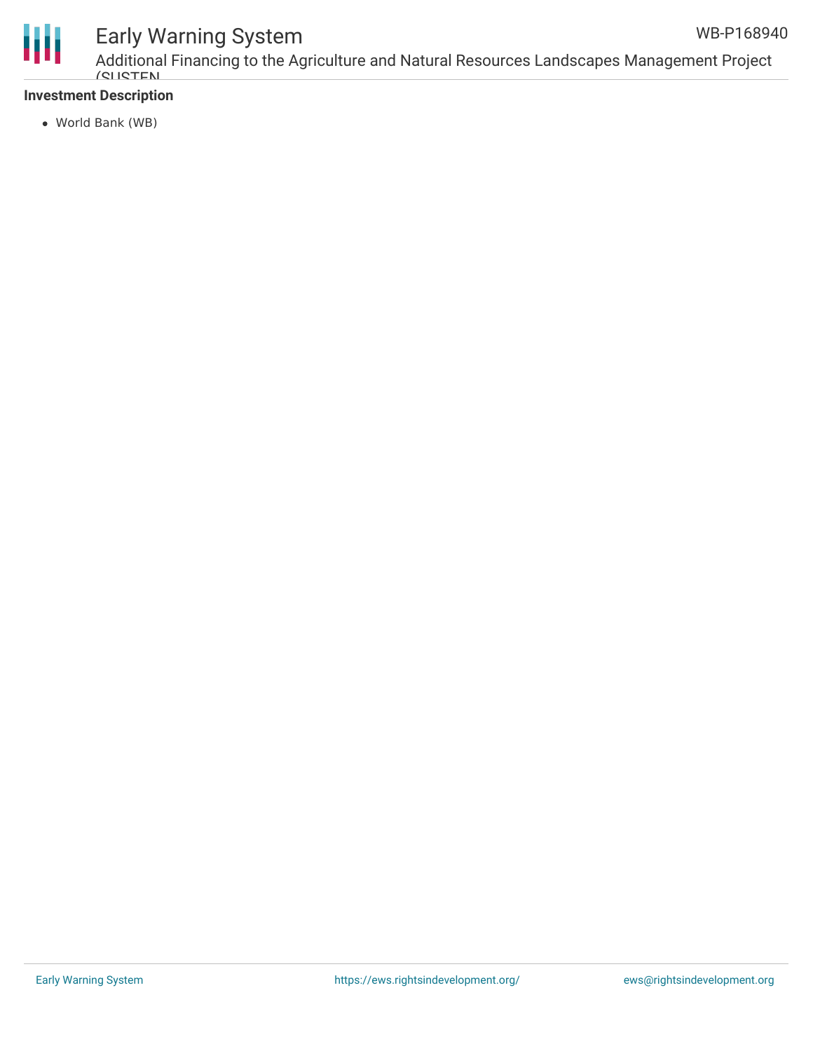**Investment Description**

- World Bank (WB)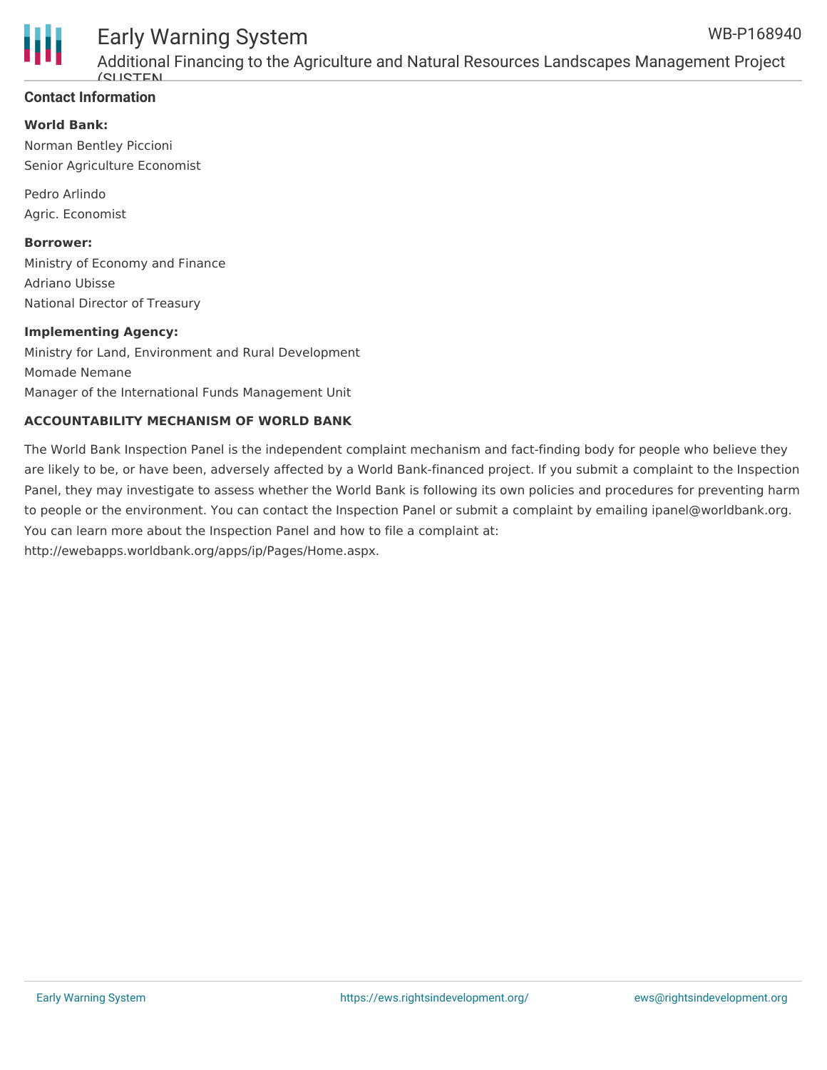## Contact Information

**World Bank:**

Norman Bentley Piccioni
Senior Agriculture Economist

Pedro Arlindo
Agric. Economist

**Borrower:**

Ministry of Economy and Finance
Adriano Ubisse
National Director of Treasury

**Implementing Agency:**

Ministry for Land, Environment and Rural Development
Momade Nemane
Manager of the International Funds Management Unit

**ACCOUNTABILITY MECHANISM OF WORLD BANK**

The World Bank Inspection Panel is the independent complaint mechanism and fact-finding body for people who believe they are likely to be, or have been, adversely affected by a World Bank-financed project. If you submit a complaint to the Inspection Panel, they may investigate to assess whether the World Bank is following its own policies and procedures for preventing harm to people or the environment. You can contact the Inspection Panel or submit a complaint by emailing ipanel@worldbank.org. You can learn more about the Inspection Panel and how to file a complaint at: http://ewebapps.worldbank.org/apps/ip/Pages/Home.aspx.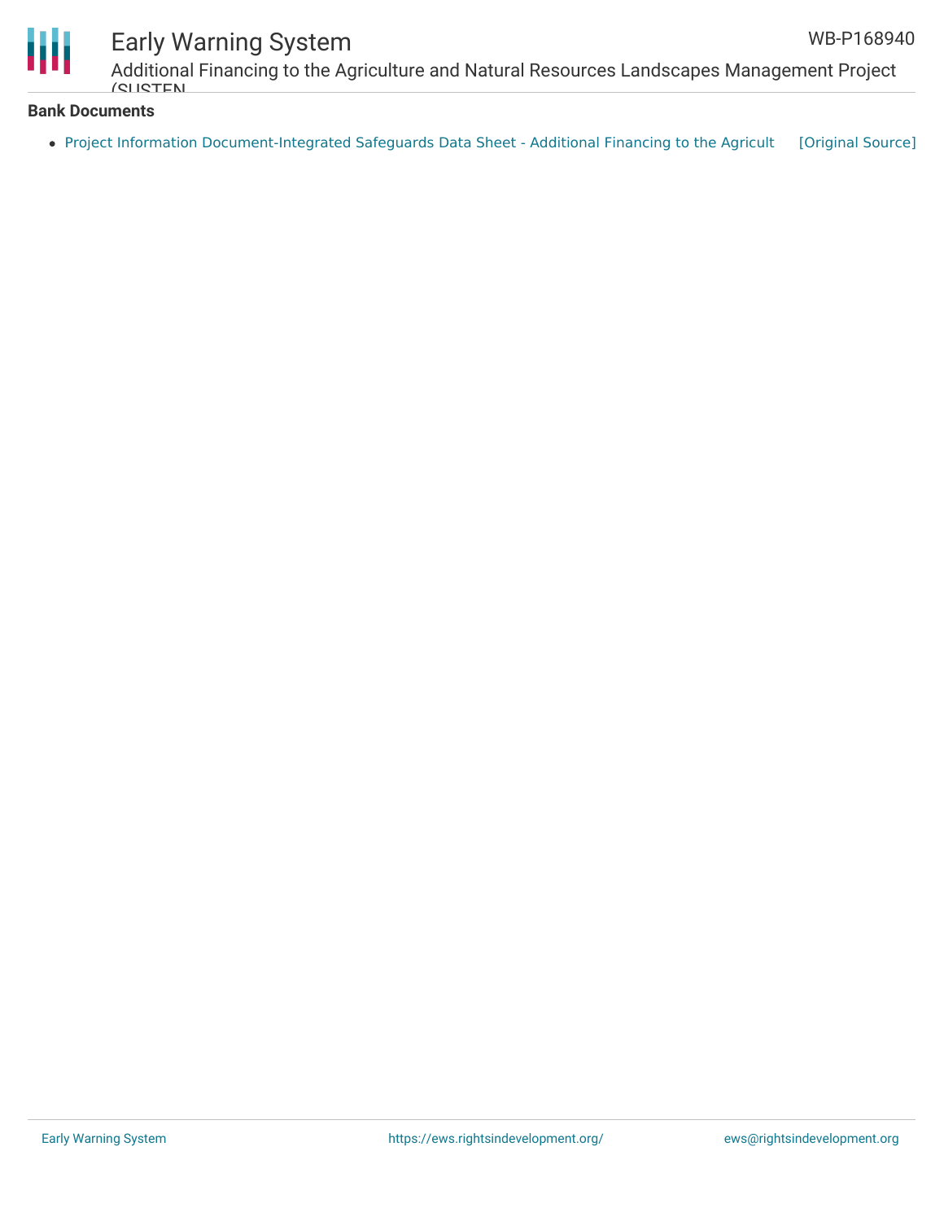**Bank Documents**

- Project Information Document-Integrated Safeguards Data Sheet - Additional Financing to the Agricult [Original Source]